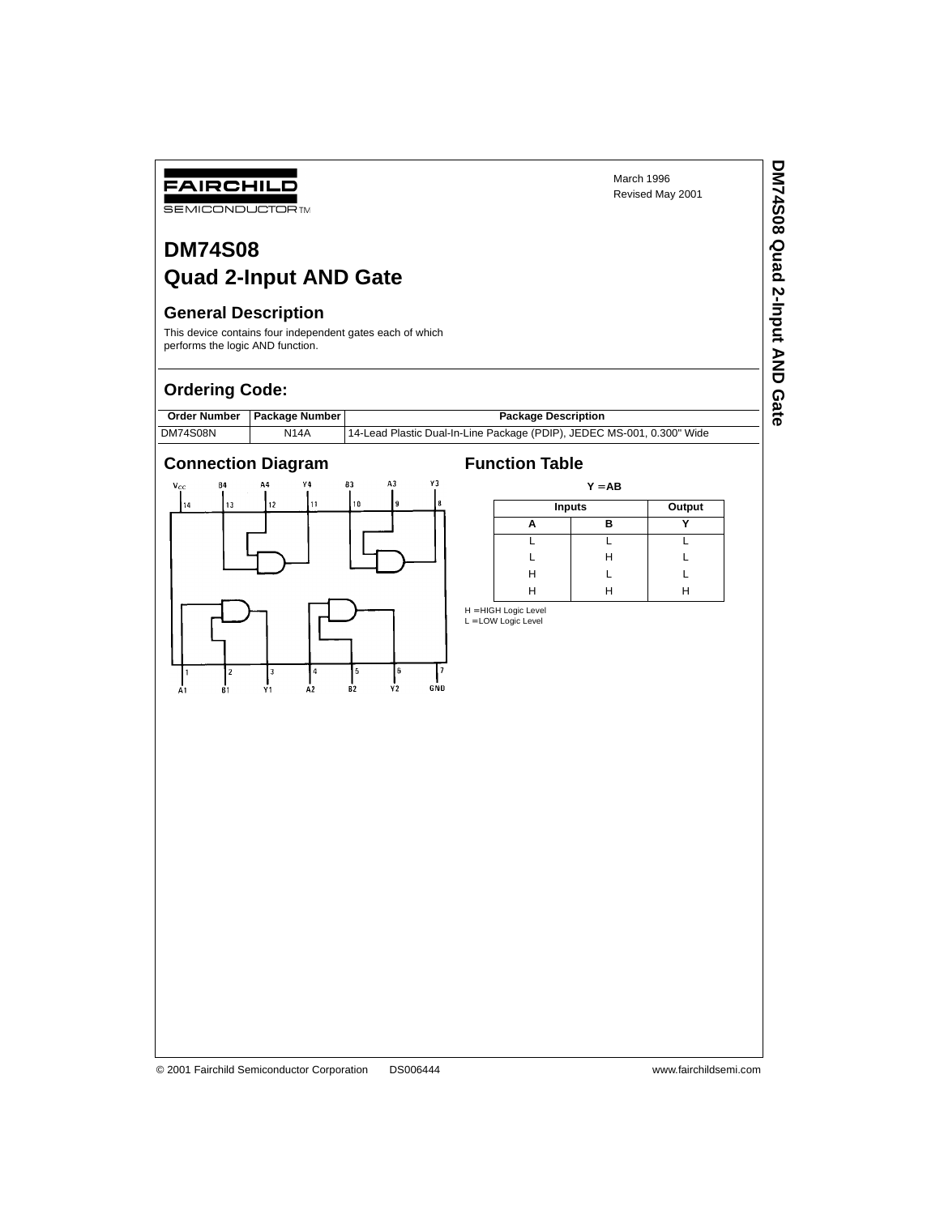FAIRCHILD

SEMICONDUCTOR TM

March 1996
Revised May 2001

# DM74S08
# Quad 2-Input AND Gate

## General Description

This device contains four independent gates each of which performs the logic AND function.

## Ordering Code:

| Order Number | Package Number | Package Description |
|---|---|---|
| DM74S08N | N14A | 14-Lead Plastic Dual-In-Line Package (PDIP), JEDEC MS-001, 0.300" Wide |

## Connection Diagram

## Function Table

$Y = AB$

| Inputs | | Output |
|---|---|---|
| A | B | Y |
| L | L | L |
| L | H | L |
| H | L | L |
| H | H | H |

H = HIGH Logic Level
L = LOW Logic Level

© 2001 Fairchild Semiconductor Corporation DS006444 www.fairchildsemi.com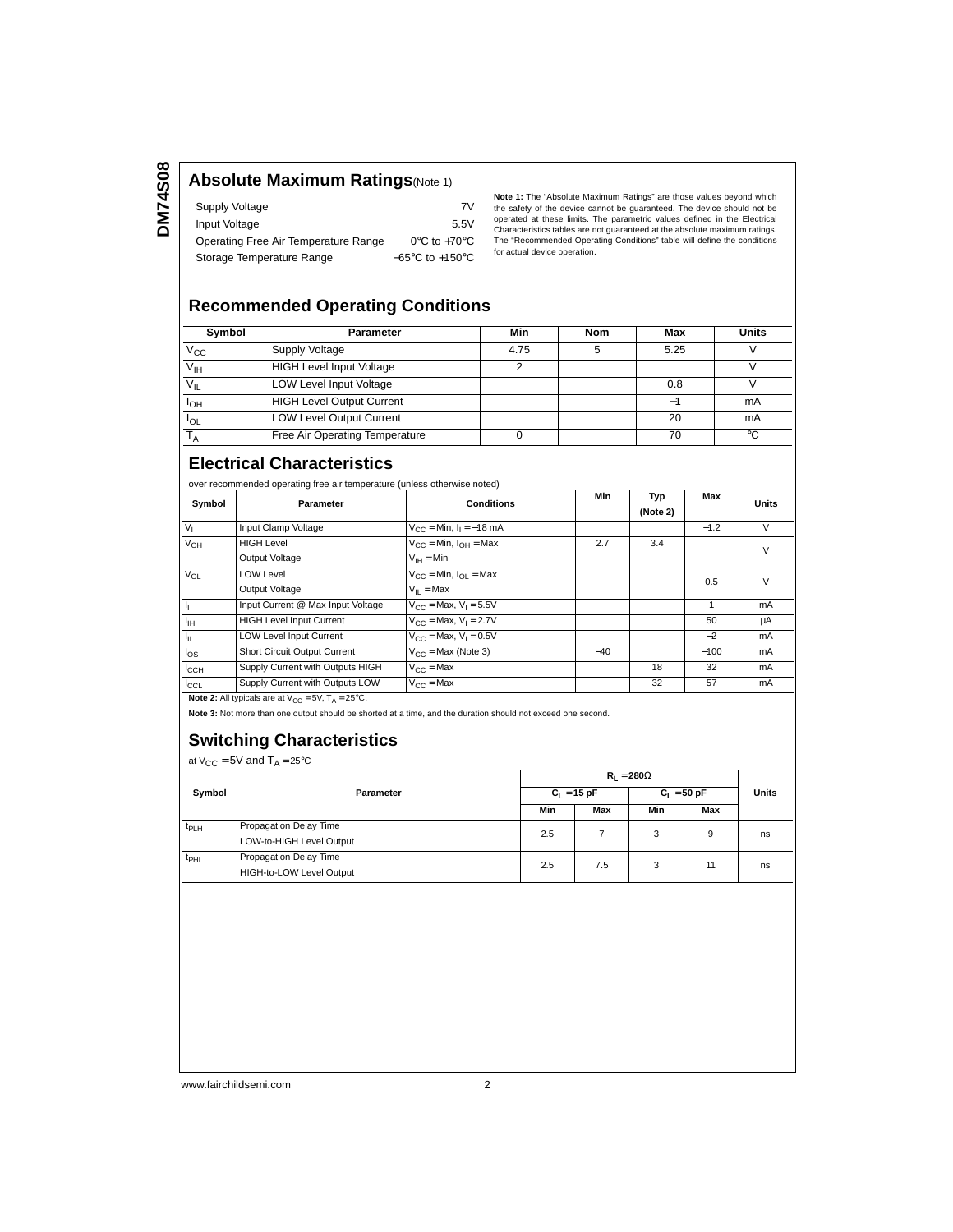## Absolute Maximum Ratings(Note 1)

| | |
|---|---|
| Supply Voltage | 7V |
| Input Voltage | 5.5V |
| Operating Free Air Temperature Range | 0°C to +70°C |
| Storage Temperature Range | −65°C to +150°C |

**Note 1:** The "Absolute Maximum Ratings" are those values beyond which the safety of the device cannot be guaranteed. The device should not be operated at these limits. The parametric values defined in the Electrical Characteristics tables are not guaranteed at the absolute maximum ratings. The "Recommended Operating Conditions" table will define the conditions for actual device operation.

## Recommended Operating Conditions

| Symbol | Parameter | Min | Nom | Max | Units |
|---|---|---|---|---|---|
| $V_{CC}$ | Supply Voltage | 4.75 | 5 | 5.25 | V |
| $V_{IH}$ | HIGH Level Input Voltage | 2 | | | V |
| $V_{IL}$ | LOW Level Input Voltage | | | 0.8 | V |
| $I_{OH}$ | HIGH Level Output Current | | | −1 | mA |
| $I_{OL}$ | LOW Level Output Current | | | 20 | mA |
| $T_A$ | Free Air Operating Temperature | 0 | | 70 | °C |

## Electrical Characteristics

over recommended operating free air temperature (unless otherwise noted)

| Symbol | Parameter | Conditions | Min | Typ (Note 2) | Max | Units |
|---|---|---|---|---|---|---|
| $V_I$ | Input Clamp Voltage | $V_{CC}$ = Min, $I_I$ = −18 mA | | | −1.2 | V |
| $V_{OH}$ | HIGH Level Output Voltage | $V_{CC}$ = Min, $I_{OH}$ = Max, $V_{IH}$ = Min | 2.7 | 3.4 | | V |
| $V_{OL}$ | LOW Level Output Voltage | $V_{CC}$ = Min, $I_{OL}$ = Max, $V_{IL}$ = Max | | | 0.5 | V |
| $I_I$ | Input Current @ Max Input Voltage | $V_{CC}$ = Max, $V_I$ = 5.5V | | | 1 | mA |
| $I_{IH}$ | HIGH Level Input Current | $V_{CC}$ = Max, $V_I$ = 2.7V | | | 50 | µA |
| $I_{IL}$ | LOW Level Input Current | $V_{CC}$ = Max, $V_I$ = 0.5V | | | −2 | mA |
| $I_{OS}$ | Short Circuit Output Current | $V_{CC}$ = Max (Note 3) | −40 | | −100 | mA |
| $I_{CCH}$ | Supply Current with Outputs HIGH | $V_{CC}$ = Max | | 18 | 32 | mA |
| $I_{CCL}$ | Supply Current with Outputs LOW | $V_{CC}$ = Max | | 32 | 57 | mA |

**Note 2:** All typicals are at $V_{CC}$ = 5V, $T_A$ = 25°C.

**Note 3:** Not more than one output should be shorted at a time, and the duration should not exceed one second.

## Switching Characteristics

at $V_{CC}$ = 5V and $T_A$ = 25°C

| Symbol | Parameter | $R_L$ = 280Ω | | | | Units |
|---|---|---|---|---|---|---|
| | | $C_L$ = 15 pF | | $C_L$ = 50 pF | | |
| | | Min | Max | Min | Max | |
| $t_{PLH}$ | Propagation Delay Time LOW-to-HIGH Level Output | 2.5 | 7 | 3 | 9 | ns |
| $t_{PHL}$ | Propagation Delay Time HIGH-to-LOW Level Output | 2.5 | 7.5 | 3 | 11 | ns |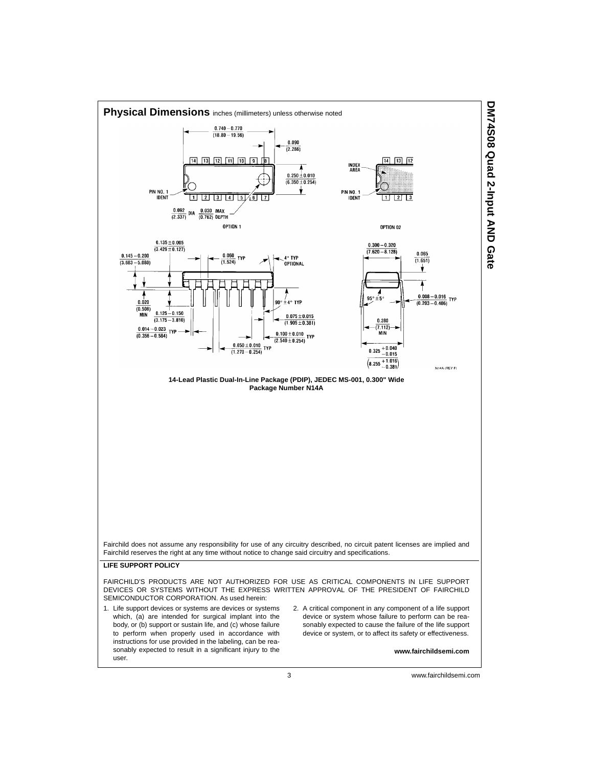## Physical Dimensions inches (millimeters) unless otherwise noted

0.740 – 0.770
(18.80 – 19.56)

0.090
(2.286)

INDEX AREA

0.250 ± 0.010
(6.350 ± 0.254)

PIN NO. 1 IDENT

PIN NO. 1 IDENT

0.092 (2.337) DIA

0.030 (0.762) MAX DEPTH

OPTION 1

OPTION 02

0.135 ± 0.005
(3.429 ± 0.127)

0.145 – 0.200
(3.683 – 5.080)

0.060 (1.524) TYP

4° TYP OPTIONAL

0.300 – 0.320
(7.620 – 8.128)

0.065
(1.651)

0.020 (0.508) MIN

0.125 – 0.150
(3.175 – 3.810)

90° ± 4° TYP

95° ± 5°

0.008 – 0.016 TYP
(0.203 – 0.406)

0.075 ± 0.015
(1.905 ± 0.381)

0.280
(7.112)
MIN

0.014 – 0.023 TYP
(0.356 – 0.584)

0.100 ± 0.010 TYP
(2.540 ± 0.254)

0.050 ± 0.010 TYP
(1.270 ± 0.254)

0.325 +0.040 −0.015
(8.255 +1.016 −0.381)

N14A (REV F)

**14-Lead Plastic Dual-In-Line Package (PDIP), JEDEC MS-001, 0.300" Wide**
**Package Number N14A**

Fairchild does not assume any responsibility for use of any circuitry described, no circuit patent licenses are implied and Fairchild reserves the right at any time without notice to change said circuitry and specifications.

**LIFE SUPPORT POLICY**

FAIRCHILD'S PRODUCTS ARE NOT AUTHORIZED FOR USE AS CRITICAL COMPONENTS IN LIFE SUPPORT DEVICES OR SYSTEMS WITHOUT THE EXPRESS WRITTEN APPROVAL OF THE PRESIDENT OF FAIRCHILD SEMICONDUCTOR CORPORATION. As used herein:

1. Life support devices or systems are devices or systems which, (a) are intended for surgical implant into the body, or (b) support or sustain life, and (c) whose failure to perform when properly used in accordance with instructions for use provided in the labeling, can be reasonably expected to result in a significant injury to the user.
2. A critical component in any component of a life support device or system whose failure to perform can be reasonably expected to cause the failure of the life support device or system, or to affect its safety or effectiveness.

**www.fairchildsemi.com**